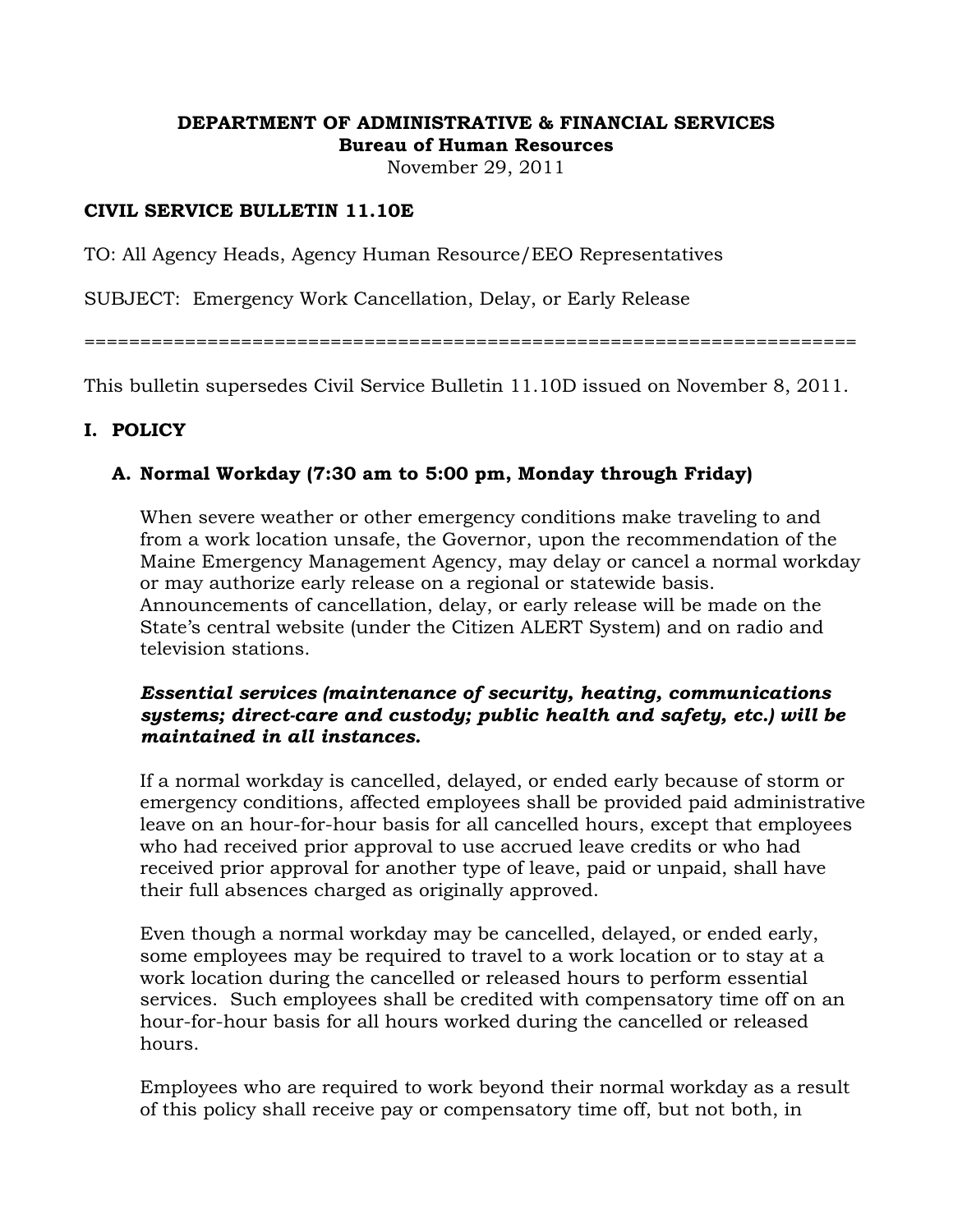**DEPARTMENT OF ADMINISTRATIVE & FINANCIAL SERVICES**
**Bureau of Human Resources**
November 29, 2011

**CIVIL SERVICE BULLETIN 11.10E**

TO: All Agency Heads, Agency Human Resource/EEO Representatives

SUBJECT: Emergency Work Cancellation, Delay, or Early Release

=====================================================================

This bulletin supersedes Civil Service Bulletin 11.10D issued on November 8, 2011.

## I. POLICY

### A. Normal Workday (7:30 am to 5:00 pm, Monday through Friday)

When severe weather or other emergency conditions make traveling to and from a work location unsafe, the Governor, upon the recommendation of the Maine Emergency Management Agency, may delay or cancel a normal workday or may authorize early release on a regional or statewide basis. Announcements of cancellation, delay, or early release will be made on the State's central website (under the Citizen ALERT System) and on radio and television stations.

***Essential services (maintenance of security, heating, communications systems; direct-care and custody; public health and safety, etc.) will be maintained in all instances.***

If a normal workday is cancelled, delayed, or ended early because of storm or emergency conditions, affected employees shall be provided paid administrative leave on an hour-for-hour basis for all cancelled hours, except that employees who had received prior approval to use accrued leave credits or who had received prior approval for another type of leave, paid or unpaid, shall have their full absences charged as originally approved.

Even though a normal workday may be cancelled, delayed, or ended early, some employees may be required to travel to a work location or to stay at a work location during the cancelled or released hours to perform essential services. Such employees shall be credited with compensatory time off on an hour-for-hour basis for all hours worked during the cancelled or released hours.

Employees who are required to work beyond their normal workday as a result of this policy shall receive pay or compensatory time off, but not both, in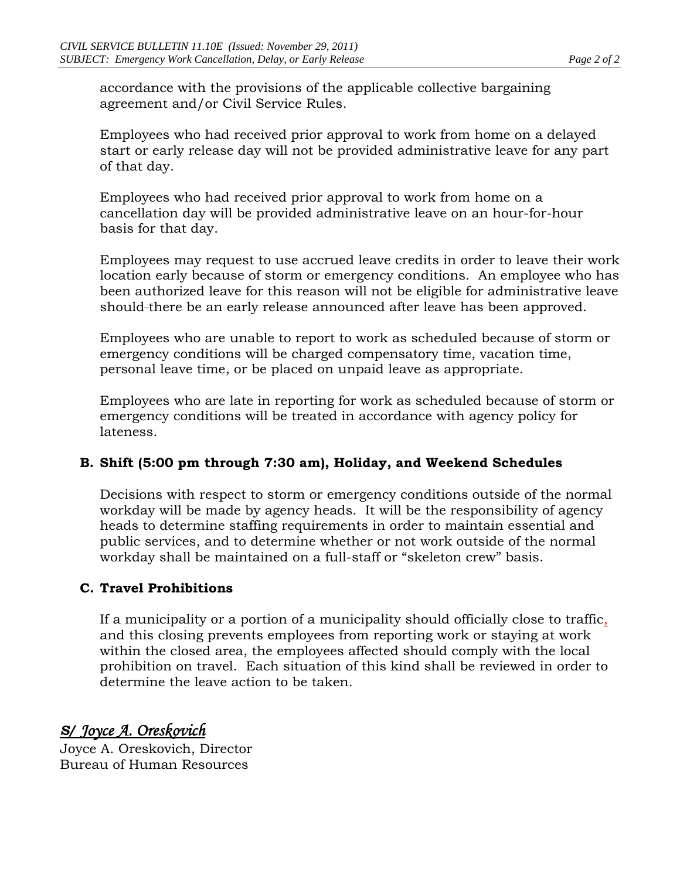accordance with the provisions of the applicable collective bargaining agreement and/or Civil Service Rules.

Employees who had received prior approval to work from home on a delayed start or early release day will not be provided administrative leave for any part of that day.

Employees who had received prior approval to work from home on a cancellation day will be provided administrative leave on an hour-for-hour basis for that day.

Employees may request to use accrued leave credits in order to leave their work location early because of storm or emergency conditions. An employee who has been authorized leave for this reason will not be eligible for administrative leave should there be an early release announced after leave has been approved.

Employees who are unable to report to work as scheduled because of storm or emergency conditions will be charged compensatory time, vacation time, personal leave time, or be placed on unpaid leave as appropriate.

Employees who are late in reporting for work as scheduled because of storm or emergency conditions will be treated in accordance with agency policy for lateness.

**B. Shift (5:00 pm through 7:30 am), Holiday, and Weekend Schedules**

Decisions with respect to storm or emergency conditions outside of the normal workday will be made by agency heads. It will be the responsibility of agency heads to determine staffing requirements in order to maintain essential and public services, and to determine whether or not work outside of the normal workday shall be maintained on a full-staff or "skeleton crew" basis.

**C. Travel Prohibitions**

If a municipality or a portion of a municipality should officially close to traffic, and this closing prevents employees from reporting work or staying at work within the closed area, the employees affected should comply with the local prohibition on travel. Each situation of this kind shall be reviewed in order to determine the leave action to be taken.

*S/ Joyce A. Oreskovich*

Joyce A. Oreskovich, Director
Bureau of Human Resources